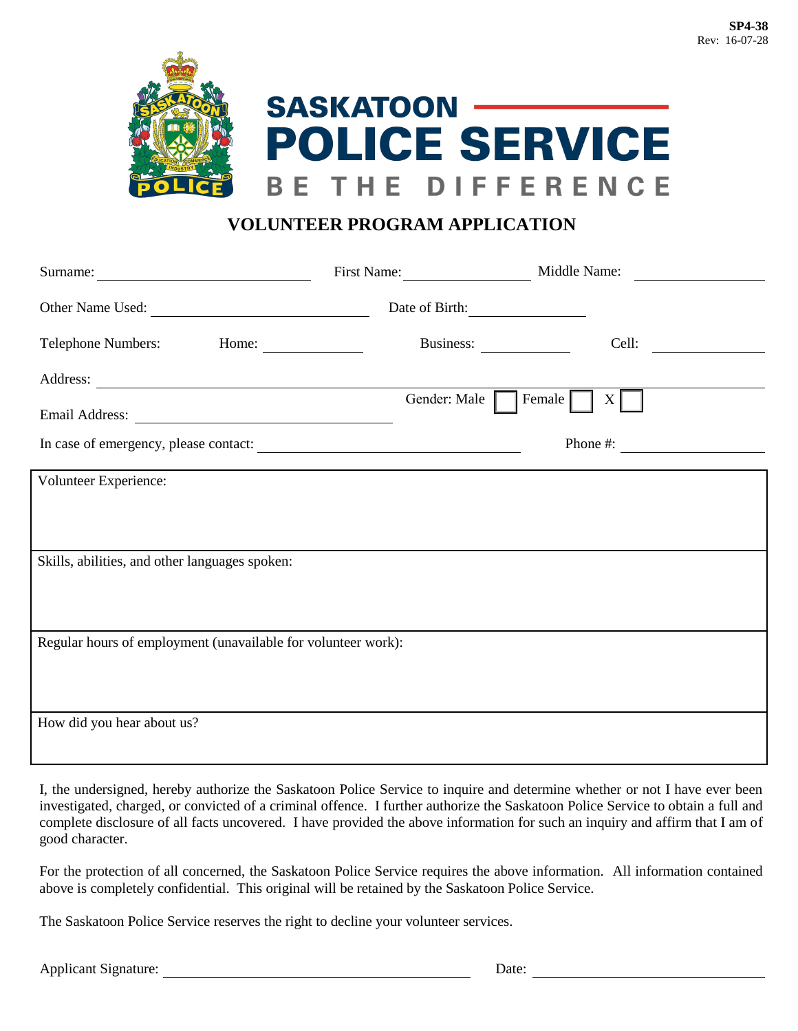SP4-38
Rev: 16-07-28

# SASKATOON POLICE SERVICE

BE THE DIFFERENCE

## VOLUNTEER PROGRAM APPLICATION

Surname: ______________________ First Name: ______________ Middle Name: ______________

Other Name Used: ______________________ Date of Birth: ______________

Telephone Numbers: Home: ____________ Business: ____________ Cell: ____________

Address: ______________________________________________

Email Address: ______________________ Gender: Male ☐ Female ☐ X ☐

In case of emergency, please contact: ______________________ Phone #: ______________

| Volunteer Experience: |
|---|
| Skills, abilities, and other languages spoken: |
| Regular hours of employment (unavailable for volunteer work): |
| How did you hear about us? |

I, the undersigned, hereby authorize the Saskatoon Police Service to inquire and determine whether or not I have ever been investigated, charged, or convicted of a criminal offence. I further authorize the Saskatoon Police Service to obtain a full and complete disclosure of all facts uncovered. I have provided the above information for such an inquiry and affirm that I am of good character.

For the protection of all concerned, the Saskatoon Police Service requires the above information. All information contained above is completely confidential. This original will be retained by the Saskatoon Police Service.

The Saskatoon Police Service reserves the right to decline your volunteer services.

Applicant Signature: ______________________ Date: ______________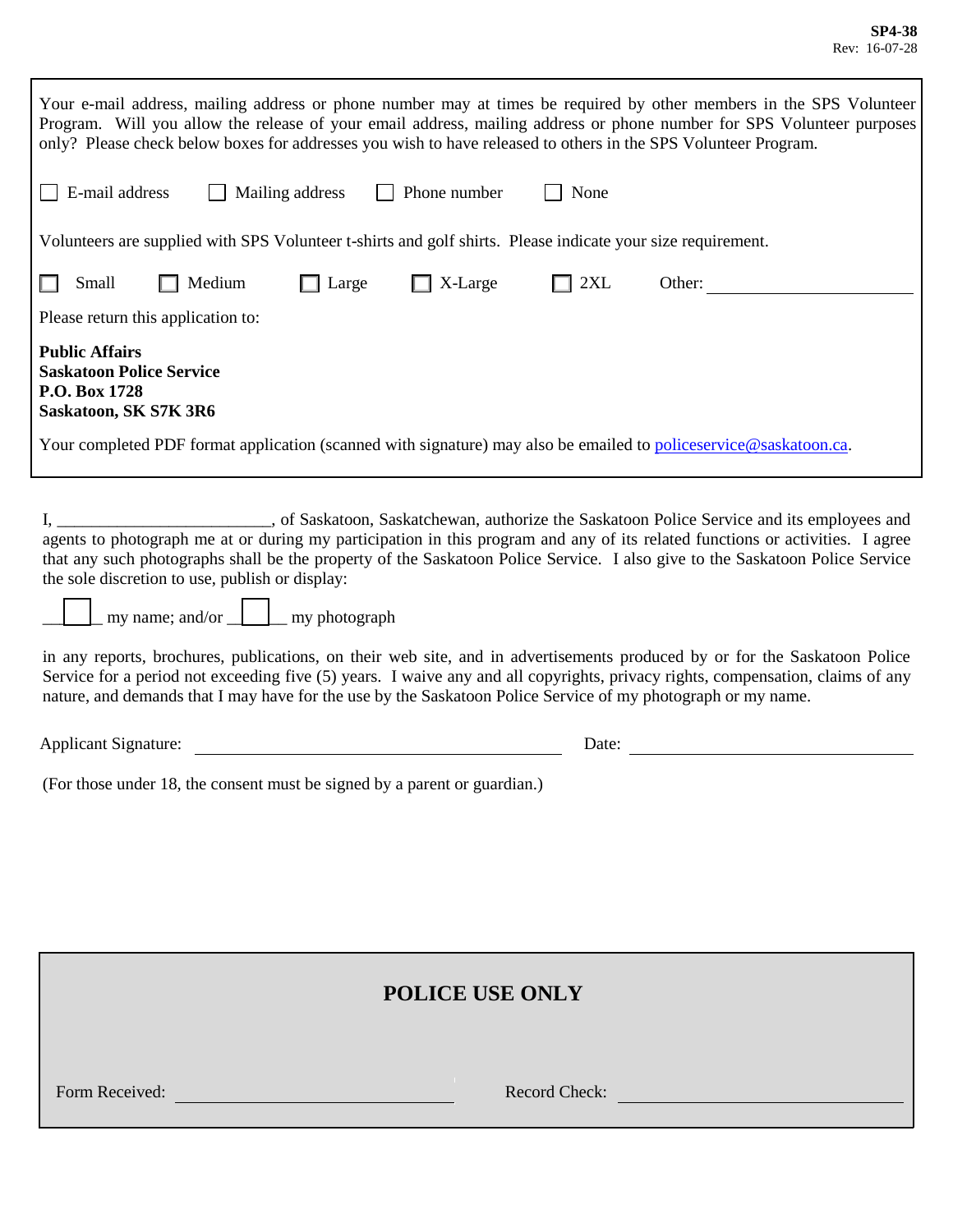Your e-mail address, mailing address or phone number may at times be required by other members in the SPS Volunteer Program. Will you allow the release of your email address, mailing address or phone number for SPS Volunteer purposes only? Please check below boxes for addresses you wish to have released to others in the SPS Volunteer Program.

☐ E-mail address ☐ Mailing address ☐ Phone number ☐ None

Volunteers are supplied with SPS Volunteer t-shirts and golf shirts. Please indicate your size requirement.

☐ Small ☐ Medium ☐ Large ☐ X-Large ☐ 2XL Other: ______________________

Please return this application to:

**Public Affairs**
**Saskatoon Police Service**
**P.O. Box 1728**
**Saskatoon, SK S7K 3R6**

Your completed PDF format application (scanned with signature) may also be emailed to policeservice@saskatoon.ca.

I, ________________________, of Saskatoon, Saskatchewan, authorize the Saskatoon Police Service and its employees and agents to photograph me at or during my participation in this program and any of its related functions or activities. I agree that any such photographs shall be the property of the Saskatoon Police Service. I also give to the Saskatoon Police Service the sole discretion to use, publish or display:

☐ my name; and/or ☐ my photograph

in any reports, brochures, publications, on their web site, and in advertisements produced by or for the Saskatoon Police Service for a period not exceeding five (5) years. I waive any and all copyrights, privacy rights, compensation, claims of any nature, and demands that I may have for the use by the Saskatoon Police Service of my photograph or my name.

Applicant Signature: ______________________________ Date: ______________________

(For those under 18, the consent must be signed by a parent or guardian.)

## POLICE USE ONLY

Form Received: ______________________ Record Check: ______________________